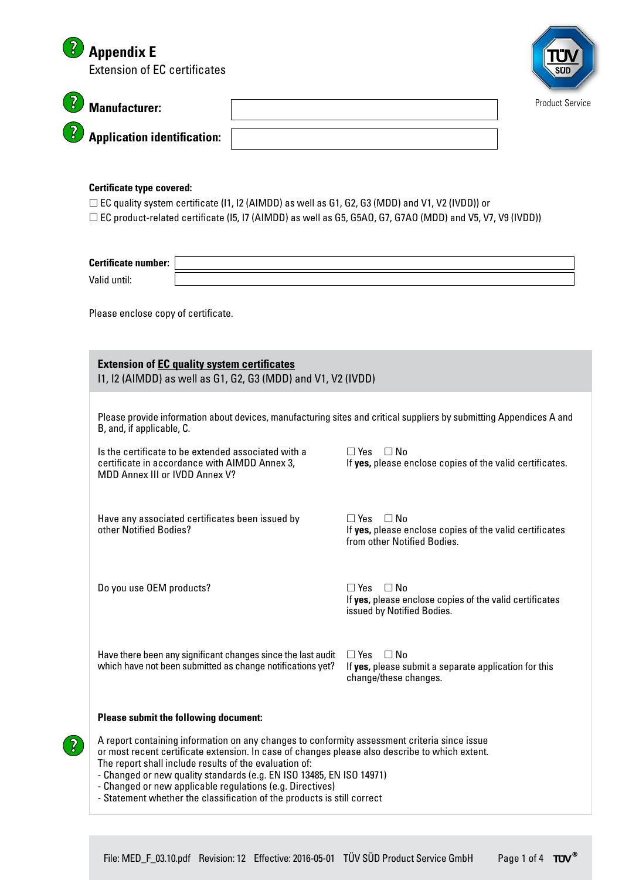# Appendix E

Extension of EC certificates

Product Service

**Manufacturer:** 

**Application identification:** 

**Certificate type covered:**

☐ EC quality system certificate (I1, I2 (AIMDD) as well as G1, G2, G3 (MDD) and V1, V2 (IVDD)) or
☐ EC product-related certificate (I5, I7 (AIMDD) as well as G5, G5AO, G7, G7AO (MDD) and V5, V7, V9 (IVDD))

**Certificate number:** 

Valid until: 

Please enclose copy of certificate.

## Extension of EC quality system certificates

I1, I2 (AIMDD) as well as G1, G2, G3 (MDD) and V1, V2 (IVDD)

Please provide information about devices, manufacturing sites and critical suppliers by submitting Appendices A and B, and, if applicable, C.

| | |
|---|---|
| Is the certificate to be extended associated with a certificate in accordance with AIMDD Annex 3, MDD Annex III or IVDD Annex V? | ☐ Yes ☐ No<br>If **yes,** please enclose copies of the valid certificates. |
| Have any associated certificates been issued by other Notified Bodies? | ☐ Yes ☐ No<br>If **yes,** please enclose copies of the valid certificates from other Notified Bodies. |
| Do you use OEM products? | ☐ Yes ☐ No<br>If **yes,** please enclose copies of the valid certificates issued by Notified Bodies. |
| Have there been any significant changes since the last audit which have not been submitted as change notifications yet? | ☐ Yes ☐ No<br>If **yes,** please submit a separate application for this change/these changes. |

**Please submit the following document:**

A report containing information on any changes to conformity assessment criteria since issue or most recent certificate extension. In case of changes please also describe to which extent.
The report shall include results of the evaluation of:
- Changed or new quality standards (e.g. EN ISO 13485, EN ISO 14971)
- Changed or new applicable regulations (e.g. Directives)
- Statement whether the classification of the products is still correct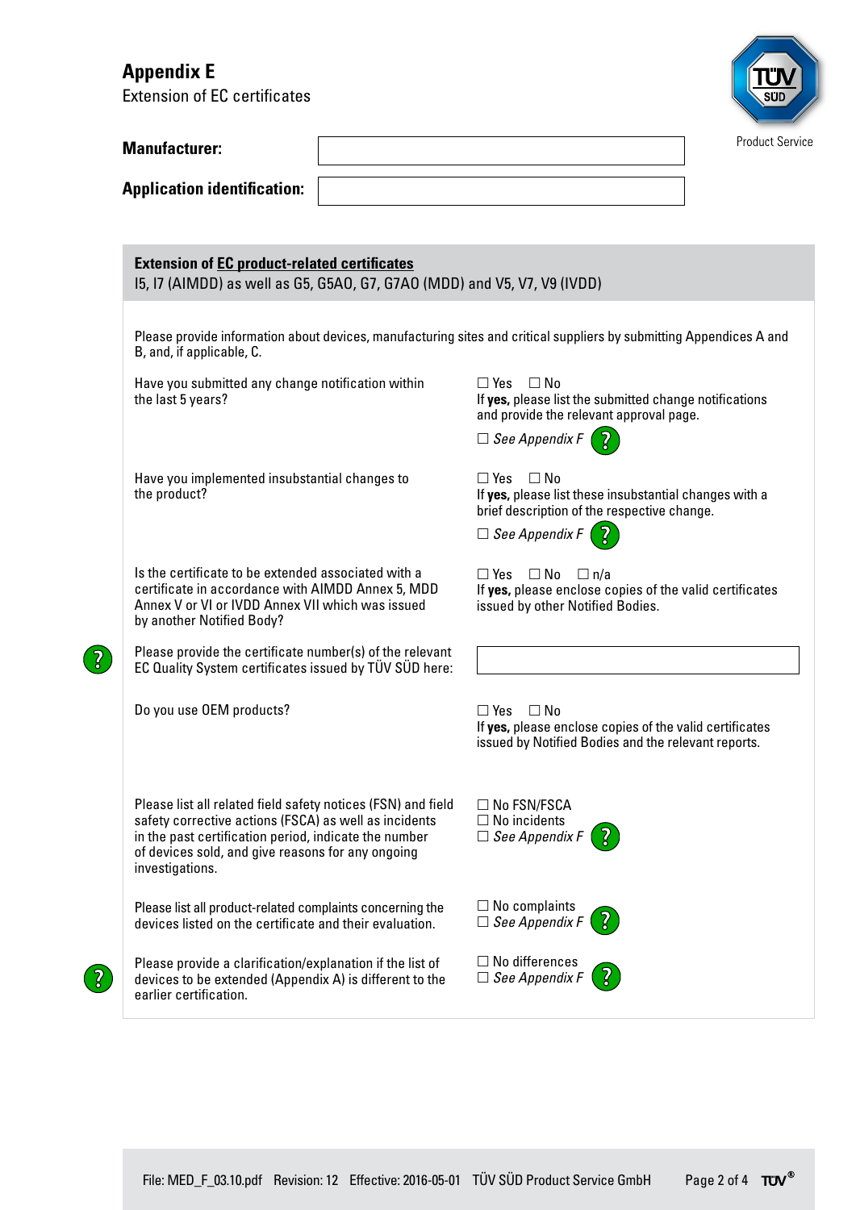# Appendix E

Extension of EC certificates

Product Service

| | |
|---|---|
| **Manufacturer:** | |
| **Application identification:** | |

## Extension of EC product-related certificates

I5, I7 (AIMDD) as well as G5, G5AO, G7, G7AO (MDD) and V5, V7, V9 (IVDD)

Please provide information about devices, manufacturing sites and critical suppliers by submitting Appendices A and B, and, if applicable, C.

| | |
|---|---|
| Have you submitted any change notification within the last 5 years? | ☐ Yes ☐ No<br>If **yes,** please list the submitted change notifications and provide the relevant approval page.<br>☐ *See Appendix F* |
| Have you implemented insubstantial changes to the product? | ☐ Yes ☐ No<br>If **yes,** please list these insubstantial changes with a brief description of the respective change.<br>☐ *See Appendix F* |
| Is the certificate to be extended associated with a certificate in accordance with AIMDD Annex 5, MDD Annex V or VI or IVDD Annex VII which was issued by another Notified Body? | ☐ Yes ☐ No ☐ n/a<br>If **yes,** please enclose copies of the valid certificates issued by other Notified Bodies. |
| Please provide the certificate number(s) of the relevant EC Quality System certificates issued by TÜV SÜD here: | |
| Do you use OEM products? | ☐ Yes ☐ No<br>If **yes,** please enclose copies of the valid certificates issued by Notified Bodies and the relevant reports. |
| Please list all related field safety notices (FSN) and field safety corrective actions (FSCA) as well as incidents in the past certification period, indicate the number of devices sold, and give reasons for any ongoing investigations. | ☐ No FSN/FSCA<br>☐ No incidents<br>☐ *See Appendix F* |
| Please list all product-related complaints concerning the devices listed on the certificate and their evaluation. | ☐ No complaints<br>☐ *See Appendix F* |
| Please provide a clarification/explanation if the list of devices to be extended (Appendix A) is different to the earlier certification. | ☐ No differences<br>☐ *See Appendix F* |

File: MED_F_03.10.pdf Revision: 12 Effective: 2016-05-01 TÜV SÜD Product Service GmbH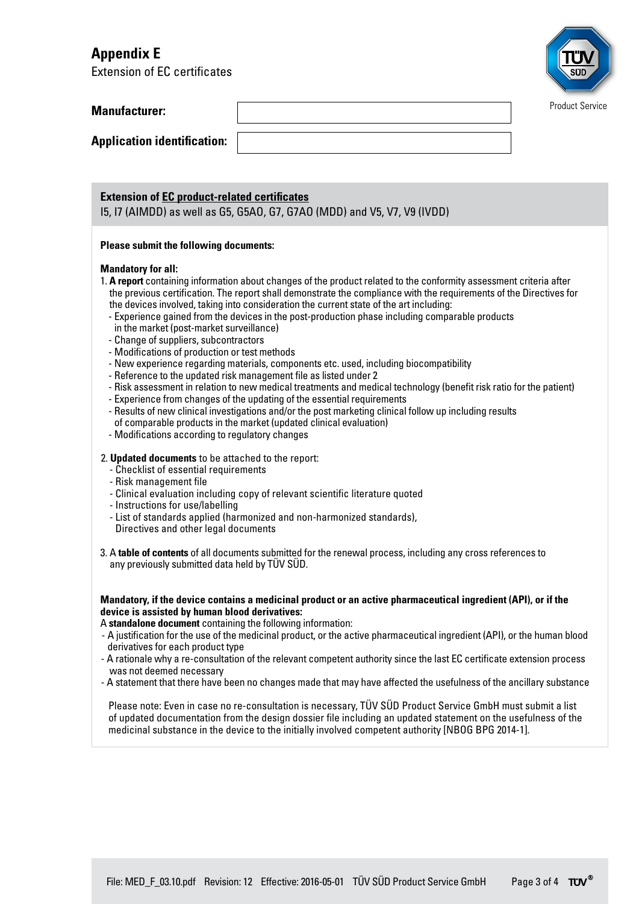# Appendix E

Extension of EC certificates

Product Service

**Manufacturer:**

**Application identification:**

**Extension of EC product-related certificates**

I5, I7 (AIMDD) as well as G5, G5AO, G7, G7AO (MDD) and V5, V7, V9 (IVDD)

**Please submit the following documents:**

**Mandatory for all:**

1. **A report** containing information about changes of the product related to the conformity assessment criteria after the previous certification. The report shall demonstrate the compliance with the requirements of the Directives for the devices involved, taking into consideration the current state of the art including:
   - Experience gained from the devices in the post-production phase including comparable products in the market (post-market surveillance)
   - Change of suppliers, subcontractors
   - Modifications of production or test methods
   - New experience regarding materials, components etc. used, including biocompatibility
   - Reference to the updated risk management file as listed under 2
   - Risk assessment in relation to new medical treatments and medical technology (benefit risk ratio for the patient)
   - Experience from changes of the updating of the essential requirements
   - Results of new clinical investigations and/or the post marketing clinical follow up including results of comparable products in the market (updated clinical evaluation)
   - Modifications according to regulatory changes

2. **Updated documents** to be attached to the report:
   - Checklist of essential requirements
   - Risk management file
   - Clinical evaluation including copy of relevant scientific literature quoted
   - Instructions for use/labelling
   - List of standards applied (harmonized and non-harmonized standards), Directives and other legal documents

3. A **table of contents** of all documents submitted for the renewal process, including any cross references to any previously submitted data held by TÜV SÜD.

**Mandatory, if the device contains a medicinal product or an active pharmaceutical ingredient (API), or if the device is assisted by human blood derivatives:**

A **standalone document** containing the following information:

- A justification for the use of the medicinal product, or the active pharmaceutical ingredient (API), or the human blood derivatives for each product type
- A rationale why a re-consultation of the relevant competent authority since the last EC certificate extension process was not deemed necessary
- A statement that there have been no changes made that may have affected the usefulness of the ancillary substance

Please note: Even in case no re-consultation is necessary, TÜV SÜD Product Service GmbH must submit a list of updated documentation from the design dossier file including an updated statement on the usefulness of the medicinal substance in the device to the initially involved competent authority [NBOG BPG 2014-1].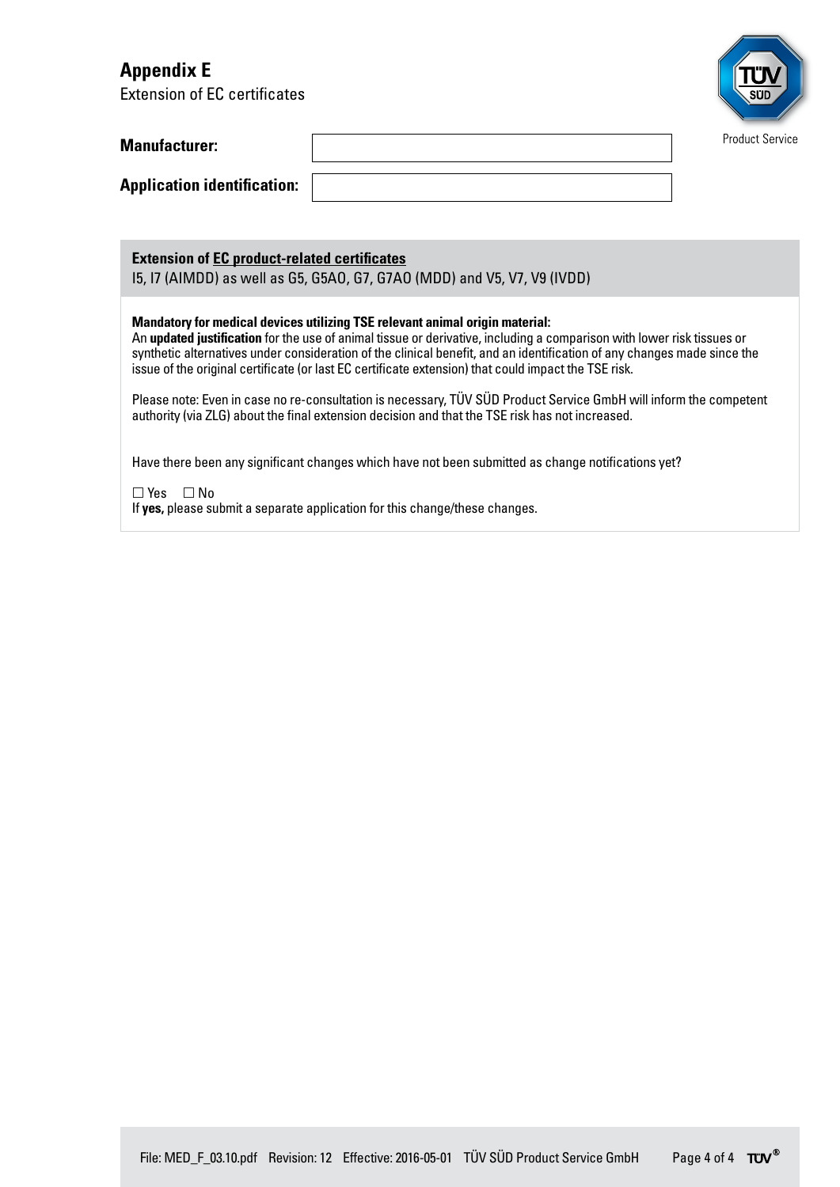# Appendix E

Extension of EC certificates

Product Service

| | |
|---|---|
| **Manufacturer:** | |
| **Application identification:** | |

**Extension of EC product-related certificates**
I5, I7 (AIMDD) as well as G5, G5AO, G7, G7AO (MDD) and V5, V7, V9 (IVDD)

**Mandatory for medical devices utilizing TSE relevant animal origin material:**
An **updated justification** for the use of animal tissue or derivative, including a comparison with lower risk tissues or synthetic alternatives under consideration of the clinical benefit, and an identification of any changes made since the issue of the original certificate (or last EC certificate extension) that could impact the TSE risk.

Please note: Even in case no re-consultation is necessary, TÜV SÜD Product Service GmbH will inform the competent authority (via ZLG) about the final extension decision and that the TSE risk has not increased.

Have there been any significant changes which have not been submitted as change notifications yet?

☐ Yes ☐ No
If **yes,** please submit a separate application for this change/these changes.